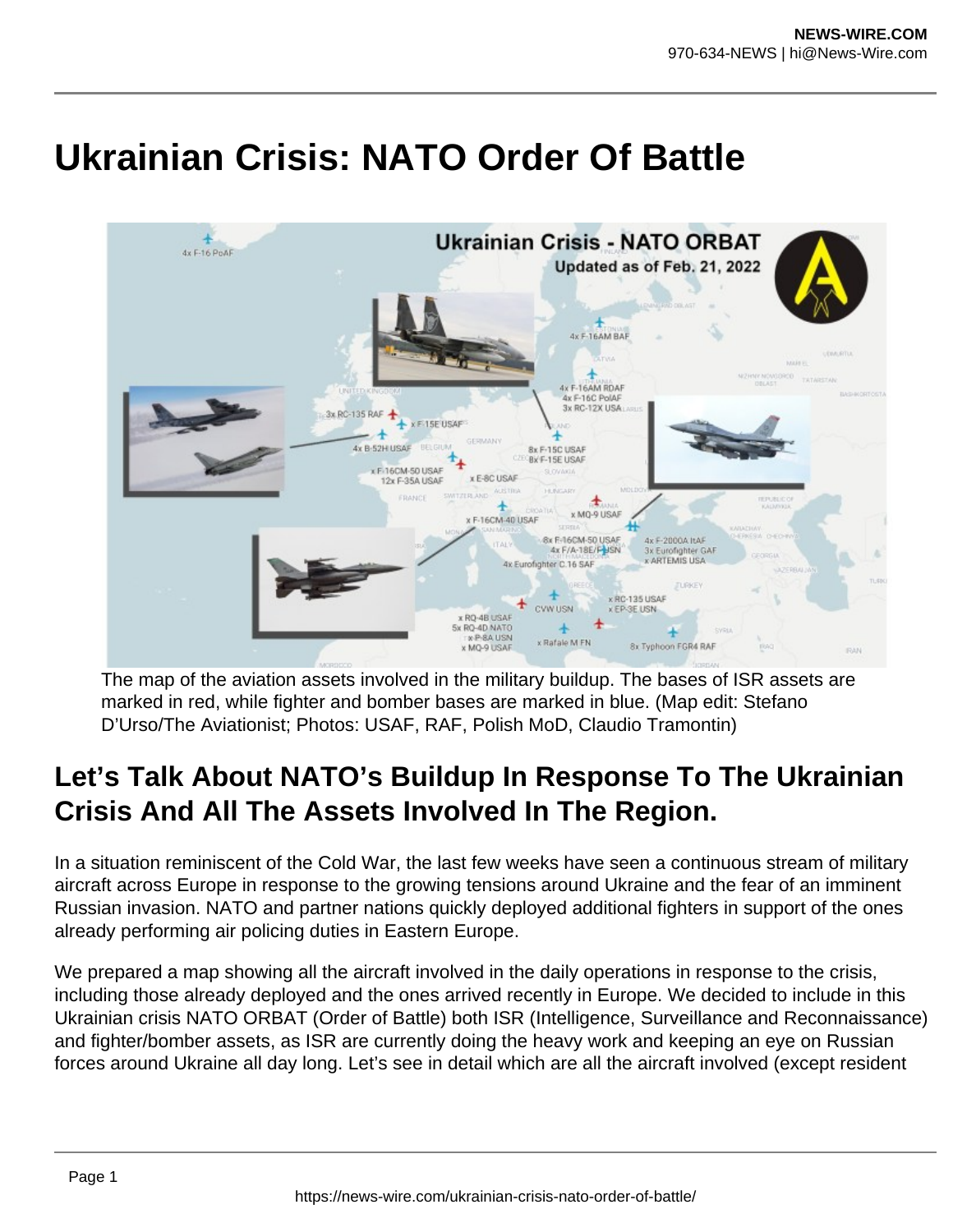# Ukrainian Crisis: NATO Order Of Battle

The map of the aviation assets involved in the military buildup. The bases of ISR assets are marked in red, while fighter and bomber bases are marked in blue. (Map edit: Stefano D'Urso/The Aviationist; Photos: USAF, RAF, Polish MoD, Claudio Tramontin)

## Let's Talk About NATO's Buildup In Response To The Ukrainian Crisis And All The Assets Involved In The Region.

In a situation reminiscent of the Cold War, the last few weeks have seen a continuous stream of military aircraft across Europe in response to the growing tensions around Ukraine and the fear of an imminent Russian invasion. NATO and partner nations quickly deployed additional fighters in support of the ones already performing air policing duties in Eastern Europe.

We prepared a map showing all the aircraft involved in the daily operations in response to the crisis, including those already deployed and the ones arrived recently in Europe. We decided to include in this Ukrainian crisis NATO ORBAT (Order of Battle) both ISR (Intelligence, Surveillance and Reconnaissance) and fighter/bomber assets, as ISR are currently doing the heavy work and keeping an eye on Russian forces around Ukraine all day long. Let's see in detail which are all the aircraft involved (except resident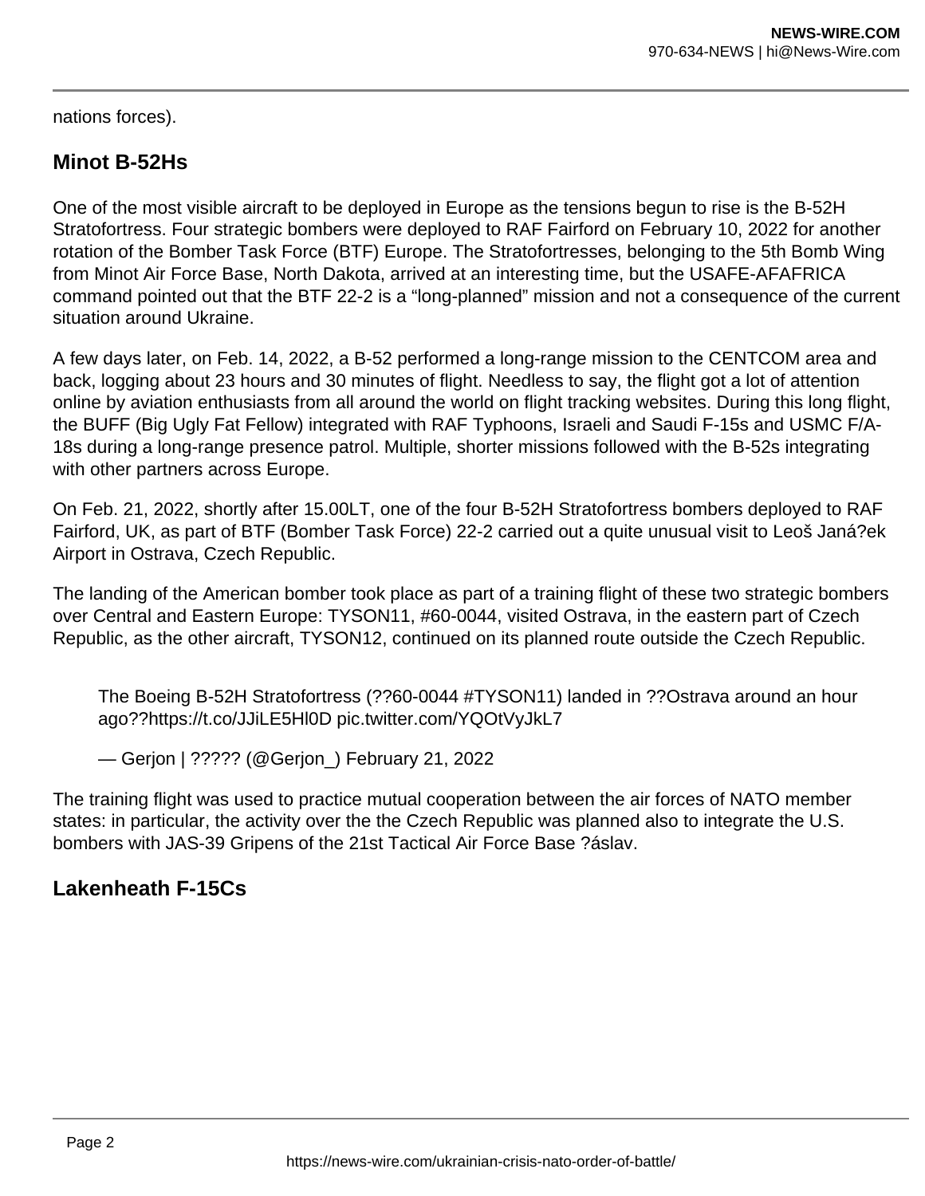nations forces).

## Minot B-52Hs

One of the most visible aircraft to be deployed in Europe as the tensions begun to rise is the B-52H Stratofortress. Four strategic bombers were deployed to RAF Fairford on February 10, 2022 for another rotation of the Bomber Task Force (BTF) Europe. The Stratofortresses, belonging to the 5th Bomb Wing from Minot Air Force Base, North Dakota, arrived at an interesting time, but the USAFE-AFAFRICA command pointed out that the BTF 22-2 is a “long-planned” mission and not a consequence of the current situation around Ukraine.

A few days later, on Feb. 14, 2022, a B-52 performed a long-range mission to the CENTCOM area and back, logging about 23 hours and 30 minutes of flight. Needless to say, the flight got a lot of attention online by aviation enthusiasts from all around the world on flight tracking websites. During this long flight, the BUFF (Big Ugly Fat Fellow) integrated with RAF Typhoons, Israeli and Saudi F-15s and USMC F/A-18s during a long-range presence patrol. Multiple, shorter missions followed with the B-52s integrating with other partners across Europe.

On Feb. 21, 2022, shortly after 15.00LT, one of the four B-52H Stratofortress bombers deployed to RAF Fairford, UK, as part of BTF (Bomber Task Force) 22-2 carried out a quite unusual visit to Leoš Janá?ek Airport in Ostrava, Czech Republic.

The landing of the American bomber took place as part of a training flight of these two strategic bombers over Central and Eastern Europe: TYSON11, #60-0044, visited Ostrava, in the eastern part of Czech Republic, as the other aircraft, TYSON12, continued on its planned route outside the Czech Republic.

> The Boeing B-52H Stratofortress (??60-0044 #TYSON11) landed in ??Ostrava around an hour ago??https://t.co/JJiLE5Hl0D pic.twitter.com/YQOtVyJkL7
>
> — Gerjon | ????? (@Gerjon_) February 21, 2022

The training flight was used to practice mutual cooperation between the air forces of NATO member states: in particular, the activity over the the Czech Republic was planned also to integrate the U.S. bombers with JAS-39 Gripens of the 21st Tactical Air Force Base ?áslav.

## Lakenheath F-15Cs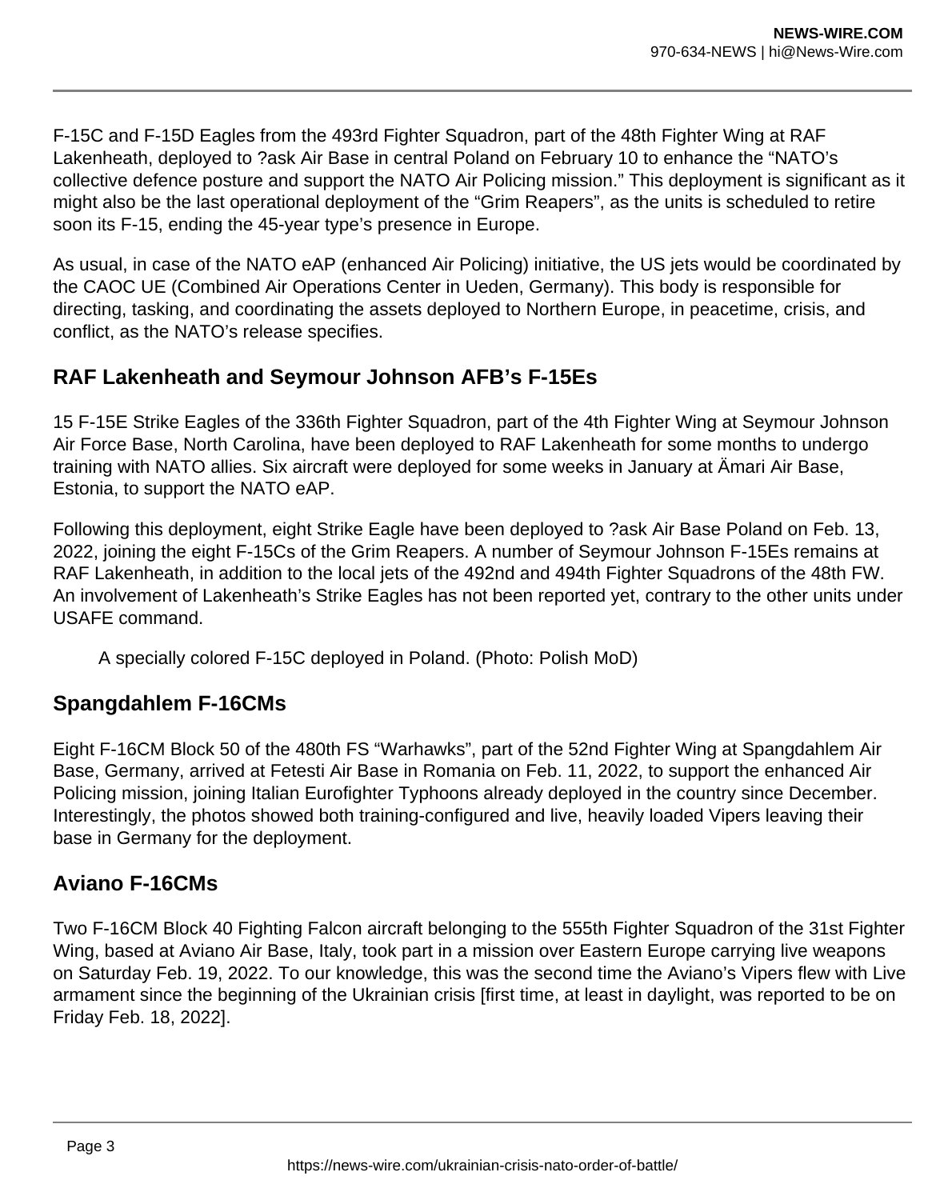F-15C and F-15D Eagles from the 493rd Fighter Squadron, part of the 48th Fighter Wing at RAF Lakenheath, deployed to ?ask Air Base in central Poland on February 10 to enhance the "NATO's collective defence posture and support the NATO Air Policing mission." This deployment is significant as it might also be the last operational deployment of the "Grim Reapers", as the units is scheduled to retire soon its F-15, ending the 45-year type's presence in Europe.

As usual, in case of the NATO eAP (enhanced Air Policing) initiative, the US jets would be coordinated by the CAOC UE (Combined Air Operations Center in Ueden, Germany). This body is responsible for directing, tasking, and coordinating the assets deployed to Northern Europe, in peacetime, crisis, and conflict, as the NATO's release specifies.

## RAF Lakenheath and Seymour Johnson AFB's F-15Es

15 F-15E Strike Eagles of the 336th Fighter Squadron, part of the 4th Fighter Wing at Seymour Johnson Air Force Base, North Carolina, have been deployed to RAF Lakenheath for some months to undergo training with NATO allies. Six aircraft were deployed for some weeks in January at Ämari Air Base, Estonia, to support the NATO eAP.

Following this deployment, eight Strike Eagle have been deployed to ?ask Air Base Poland on Feb. 13, 2022, joining the eight F-15Cs of the Grim Reapers. A number of Seymour Johnson F-15Es remains at RAF Lakenheath, in addition to the local jets of the 492nd and 494th Fighter Squadrons of the 48th FW. An involvement of Lakenheath's Strike Eagles has not been reported yet, contrary to the other units under USAFE command.

A specially colored F-15C deployed in Poland. (Photo: Polish MoD)

## Spangdahlem F-16CMs

Eight F-16CM Block 50 of the 480th FS "Warhawks", part of the 52nd Fighter Wing at Spangdahlem Air Base, Germany, arrived at Fetesti Air Base in Romania on Feb. 11, 2022, to support the enhanced Air Policing mission, joining Italian Eurofighter Typhoons already deployed in the country since December. Interestingly, the photos showed both training-configured and live, heavily loaded Vipers leaving their base in Germany for the deployment.

## Aviano F-16CMs

Two F-16CM Block 40 Fighting Falcon aircraft belonging to the 555th Fighter Squadron of the 31st Fighter Wing, based at Aviano Air Base, Italy, took part in a mission over Eastern Europe carrying live weapons on Saturday Feb. 19, 2022. To our knowledge, this was the second time the Aviano's Vipers flew with Live armament since the beginning of the Ukrainian crisis [first time, at least in daylight, was reported to be on Friday Feb. 18, 2022].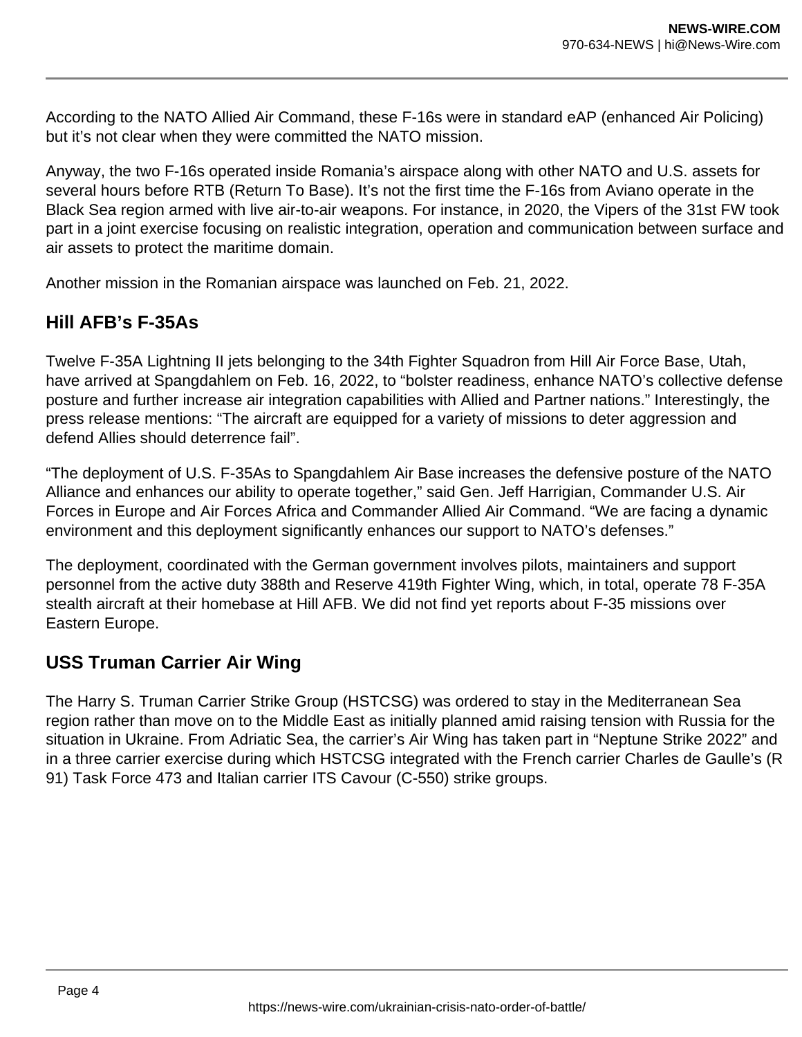According to the NATO Allied Air Command, these F-16s were in standard eAP (enhanced Air Policing) but it's not clear when they were committed the NATO mission.

Anyway, the two F-16s operated inside Romania's airspace along with other NATO and U.S. assets for several hours before RTB (Return To Base). It's not the first time the F-16s from Aviano operate in the Black Sea region armed with live air-to-air weapons. For instance, in 2020, the Vipers of the 31st FW took part in a joint exercise focusing on realistic integration, operation and communication between surface and air assets to protect the maritime domain.

Another mission in the Romanian airspace was launched on Feb. 21, 2022.

## Hill AFB's F-35As

Twelve F-35A Lightning II jets belonging to the 34th Fighter Squadron from Hill Air Force Base, Utah, have arrived at Spangdahlem on Feb. 16, 2022, to "bolster readiness, enhance NATO's collective defense posture and further increase air integration capabilities with Allied and Partner nations." Interestingly, the press release mentions: "The aircraft are equipped for a variety of missions to deter aggression and defend Allies should deterrence fail".

"The deployment of U.S. F-35As to Spangdahlem Air Base increases the defensive posture of the NATO Alliance and enhances our ability to operate together," said Gen. Jeff Harrigian, Commander U.S. Air Forces in Europe and Air Forces Africa and Commander Allied Air Command. "We are facing a dynamic environment and this deployment significantly enhances our support to NATO's defenses."

The deployment, coordinated with the German government involves pilots, maintainers and support personnel from the active duty 388th and Reserve 419th Fighter Wing, which, in total, operate 78 F-35A stealth aircraft at their homebase at Hill AFB. We did not find yet reports about F-35 missions over Eastern Europe.

## USS Truman Carrier Air Wing

The Harry S. Truman Carrier Strike Group (HSTCSG) was ordered to stay in the Mediterranean Sea region rather than move on to the Middle East as initially planned amid raising tension with Russia for the situation in Ukraine. From Adriatic Sea, the carrier's Air Wing has taken part in "Neptune Strike 2022" and in a three carrier exercise during which HSTCSG integrated with the French carrier Charles de Gaulle's (R 91) Task Force 473 and Italian carrier ITS Cavour (C-550) strike groups.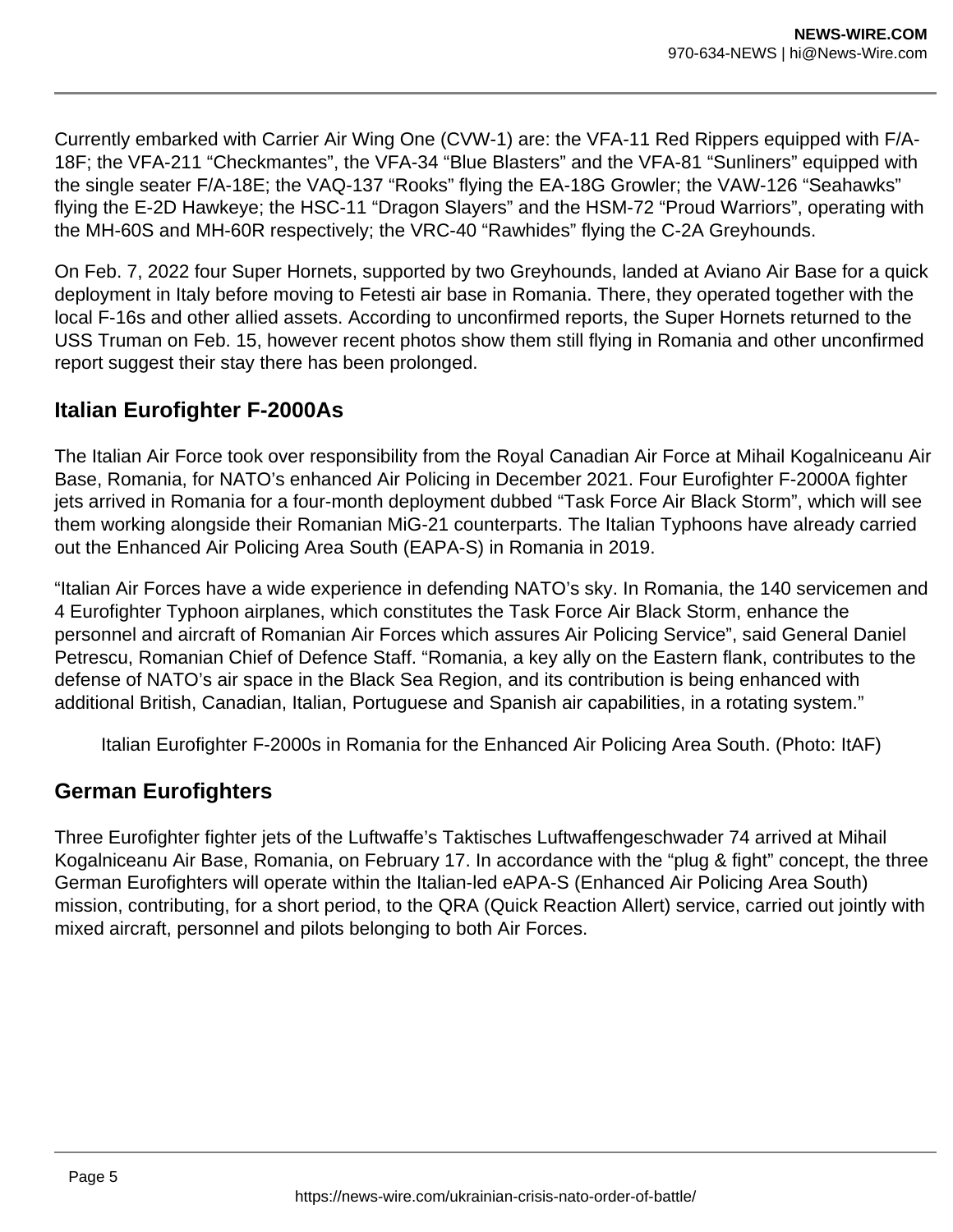Currently embarked with Carrier Air Wing One (CVW-1) are: the VFA-11 Red Rippers equipped with F/A-18F; the VFA-211 “Checkmantes”, the VFA-34 “Blue Blasters” and the VFA-81 “Sunliners” equipped with the single seater F/A-18E; the VAQ-137 “Rooks” flying the EA-18G Growler; the VAW-126 “Seahawks” flying the E-2D Hawkeye; the HSC-11 “Dragon Slayers” and the HSM-72 “Proud Warriors”, operating with the MH-60S and MH-60R respectively; the VRC-40 “Rawhides” flying the C-2A Greyhounds.

On Feb. 7, 2022 four Super Hornets, supported by two Greyhounds, landed at Aviano Air Base for a quick deployment in Italy before moving to Fetesti air base in Romania. There, they operated together with the local F-16s and other allied assets. According to unconfirmed reports, the Super Hornets returned to the USS Truman on Feb. 15, however recent photos show them still flying in Romania and other unconfirmed report suggest their stay there has been prolonged.

## Italian Eurofighter F-2000As

The Italian Air Force took over responsibility from the Royal Canadian Air Force at Mihail Kogalniceanu Air Base, Romania, for NATO’s enhanced Air Policing in December 2021. Four Eurofighter F-2000A fighter jets arrived in Romania for a four-month deployment dubbed “Task Force Air Black Storm”, which will see them working alongside their Romanian MiG-21 counterparts. The Italian Typhoons have already carried out the Enhanced Air Policing Area South (EAPA-S) in Romania in 2019.

“Italian Air Forces have a wide experience in defending NATO’s sky. In Romania, the 140 servicemen and 4 Eurofighter Typhoon airplanes, which constitutes the Task Force Air Black Storm, enhance the personnel and aircraft of Romanian Air Forces which assures Air Policing Service”, said General Daniel Petrescu, Romanian Chief of Defence Staff. “Romania, a key ally on the Eastern flank, contributes to the defense of NATO’s air space in the Black Sea Region, and its contribution is being enhanced with additional British, Canadian, Italian, Portuguese and Spanish air capabilities, in a rotating system.”

Italian Eurofighter F-2000s in Romania for the Enhanced Air Policing Area South. (Photo: ItAF)

## German Eurofighters

Three Eurofighter fighter jets of the Luftwaffe’s Taktisches Luftwaffengeschwader 74 arrived at Mihail Kogalniceanu Air Base, Romania, on February 17. In accordance with the “plug & fight” concept, the three German Eurofighters will operate within the Italian-led eAPA-S (Enhanced Air Policing Area South) mission, contributing, for a short period, to the QRA (Quick Reaction Allert) service, carried out jointly with mixed aircraft, personnel and pilots belonging to both Air Forces.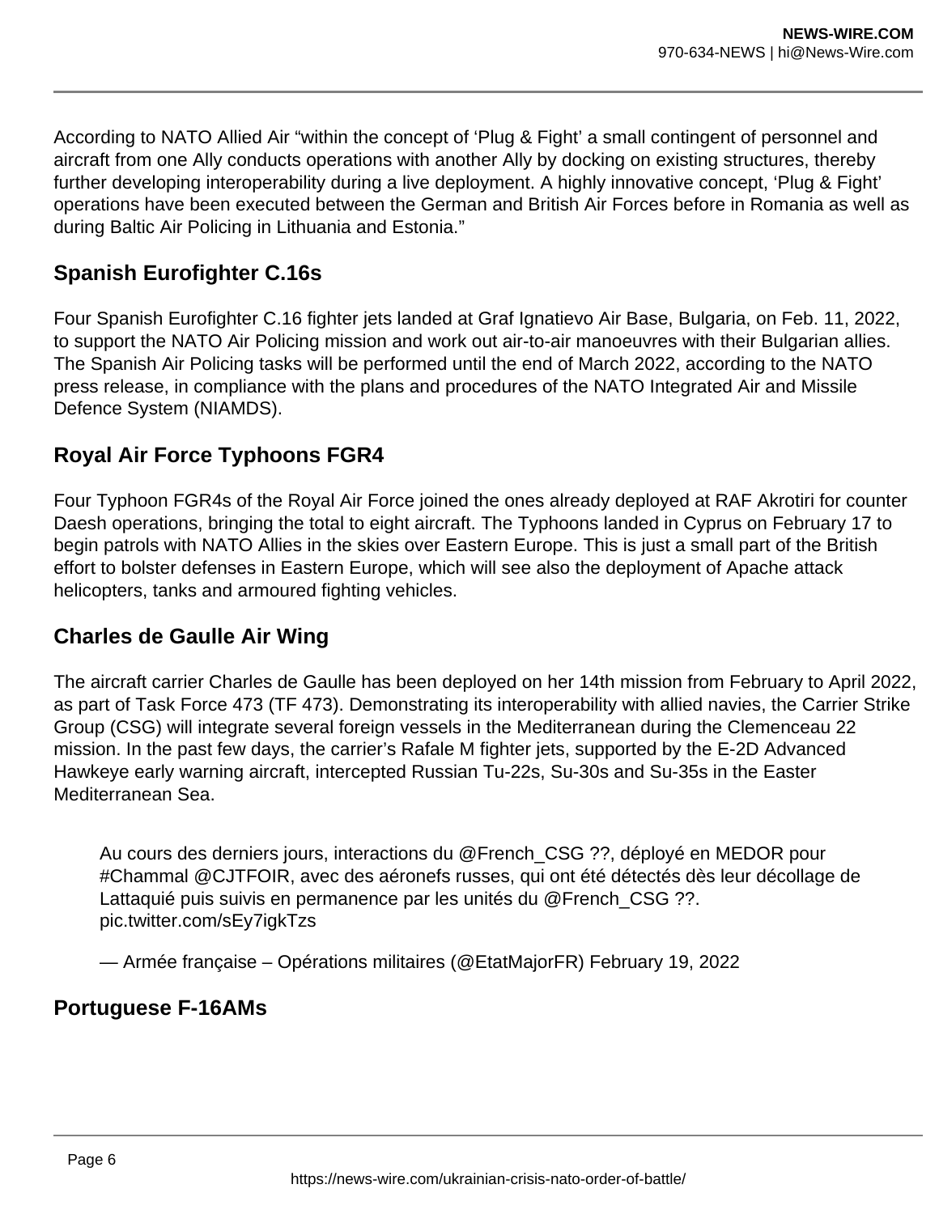According to NATO Allied Air “within the concept of ‘Plug & Fight’ a small contingent of personnel and aircraft from one Ally conducts operations with another Ally by docking on existing structures, thereby further developing interoperability during a live deployment. A highly innovative concept, ‘Plug & Fight’ operations have been executed between the German and British Air Forces before in Romania as well as during Baltic Air Policing in Lithuania and Estonia.”

## Spanish Eurofighter C.16s

Four Spanish Eurofighter C.16 fighter jets landed at Graf Ignatievo Air Base, Bulgaria, on Feb. 11, 2022, to support the NATO Air Policing mission and work out air-to-air manoeuvres with their Bulgarian allies. The Spanish Air Policing tasks will be performed until the end of March 2022, according to the NATO press release, in compliance with the plans and procedures of the NATO Integrated Air and Missile Defence System (NIAMDS).

## Royal Air Force Typhoons FGR4

Four Typhoon FGR4s of the Royal Air Force joined the ones already deployed at RAF Akrotiri for counter Daesh operations, bringing the total to eight aircraft. The Typhoons landed in Cyprus on February 17 to begin patrols with NATO Allies in the skies over Eastern Europe. This is just a small part of the British effort to bolster defenses in Eastern Europe, which will see also the deployment of Apache attack helicopters, tanks and armoured fighting vehicles.

## Charles de Gaulle Air Wing

The aircraft carrier Charles de Gaulle has been deployed on her 14th mission from February to April 2022, as part of Task Force 473 (TF 473). Demonstrating its interoperability with allied navies, the Carrier Strike Group (CSG) will integrate several foreign vessels in the Mediterranean during the Clemenceau 22 mission. In the past few days, the carrier’s Rafale M fighter jets, supported by the E-2D Advanced Hawkeye early warning aircraft, intercepted Russian Tu-22s, Su-30s and Su-35s in the Easter Mediterranean Sea.

> Au cours des derniers jours, interactions du @French_CSG ??, déployé en MEDOR pour #Chammal @CJTFOIR, avec des aéronefs russes, qui ont été détectés dès leur décollage de Lattaquié puis suivis en permanence par les unités du @French_CSG ??. pic.twitter.com/sEy7igkTzs
>
> — Armée française – Opérations militaires (@EtatMajorFR) February 19, 2022

## Portuguese F-16AMs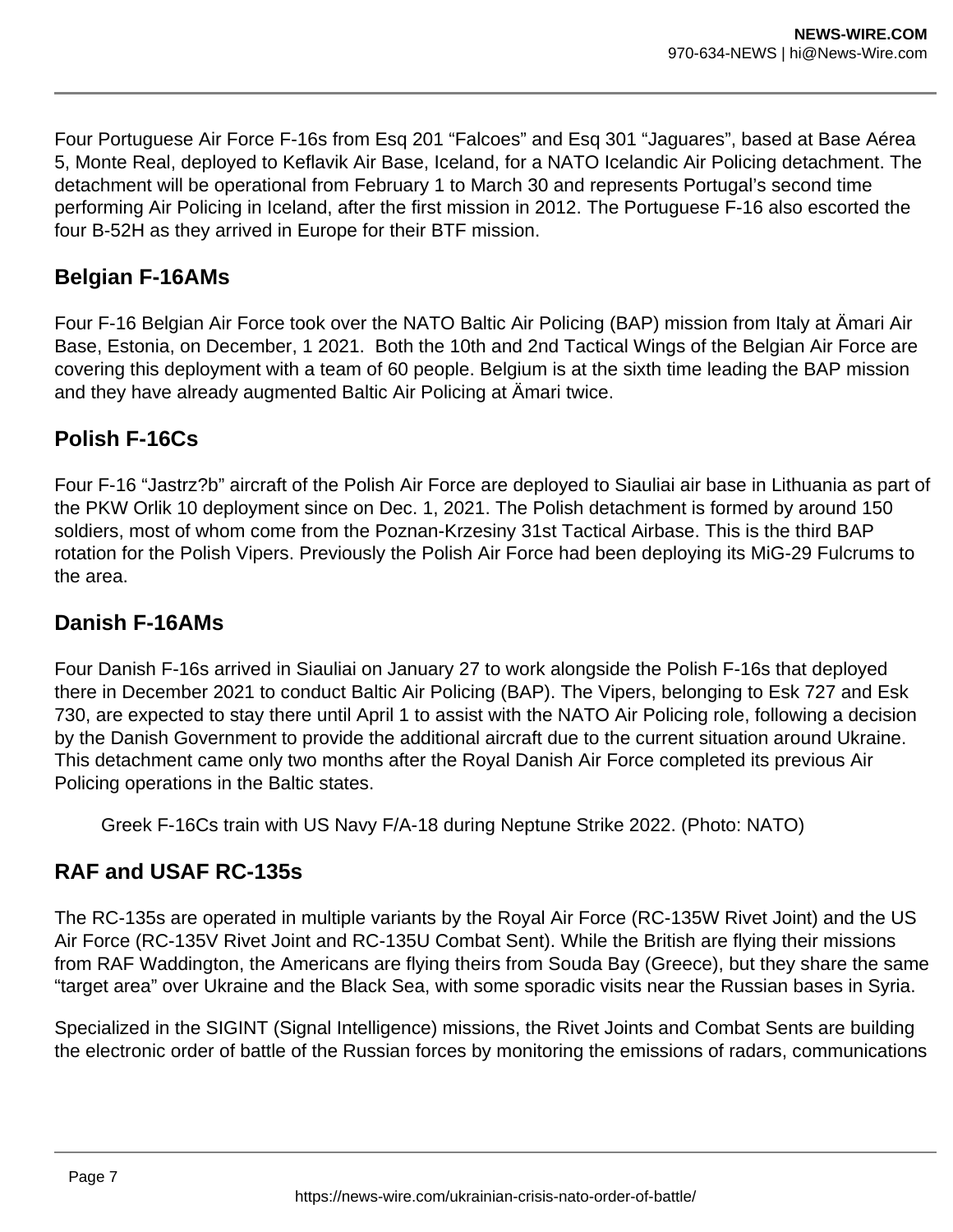Four Portuguese Air Force F-16s from Esq 201 “Falcoes” and Esq 301 “Jaguares”, based at Base Aérea 5, Monte Real, deployed to Keflavik Air Base, Iceland, for a NATO Icelandic Air Policing detachment. The detachment will be operational from February 1 to March 30 and represents Portugal’s second time performing Air Policing in Iceland, after the first mission in 2012. The Portuguese F-16 also escorted the four B-52H as they arrived in Europe for their BTF mission.

## Belgian F-16AMs

Four F-16 Belgian Air Force took over the NATO Baltic Air Policing (BAP) mission from Italy at Ämari Air Base, Estonia, on December, 1 2021.  Both the 10th and 2nd Tactical Wings of the Belgian Air Force are covering this deployment with a team of 60 people. Belgium is at the sixth time leading the BAP mission and they have already augmented Baltic Air Policing at Ämari twice.

## Polish F-16Cs

Four F-16 “Jastrz?b” aircraft of the Polish Air Force are deployed to Siauliai air base in Lithuania as part of the PKW Orlik 10 deployment since on Dec. 1, 2021. The Polish detachment is formed by around 150 soldiers, most of whom come from the Poznan-Krzesiny 31st Tactical Airbase. This is the third BAP rotation for the Polish Vipers. Previously the Polish Air Force had been deploying its MiG-29 Fulcrums to the area.

## Danish F-16AMs

Four Danish F-16s arrived in Siauliai on January 27 to work alongside the Polish F-16s that deployed there in December 2021 to conduct Baltic Air Policing (BAP). The Vipers, belonging to Esk 727 and Esk 730, are expected to stay there until April 1 to assist with the NATO Air Policing role, following a decision by the Danish Government to provide the additional aircraft due to the current situation around Ukraine. This detachment came only two months after the Royal Danish Air Force completed its previous Air Policing operations in the Baltic states.

Greek F-16Cs train with US Navy F/A-18 during Neptune Strike 2022. (Photo: NATO)

## RAF and USAF RC-135s

The RC-135s are operated in multiple variants by the Royal Air Force (RC-135W Rivet Joint) and the US Air Force (RC-135V Rivet Joint and RC-135U Combat Sent). While the British are flying their missions from RAF Waddington, the Americans are flying theirs from Souda Bay (Greece), but they share the same “target area” over Ukraine and the Black Sea, with some sporadic visits near the Russian bases in Syria.

Specialized in the SIGINT (Signal Intelligence) missions, the Rivet Joints and Combat Sents are building the electronic order of battle of the Russian forces by monitoring the emissions of radars, communications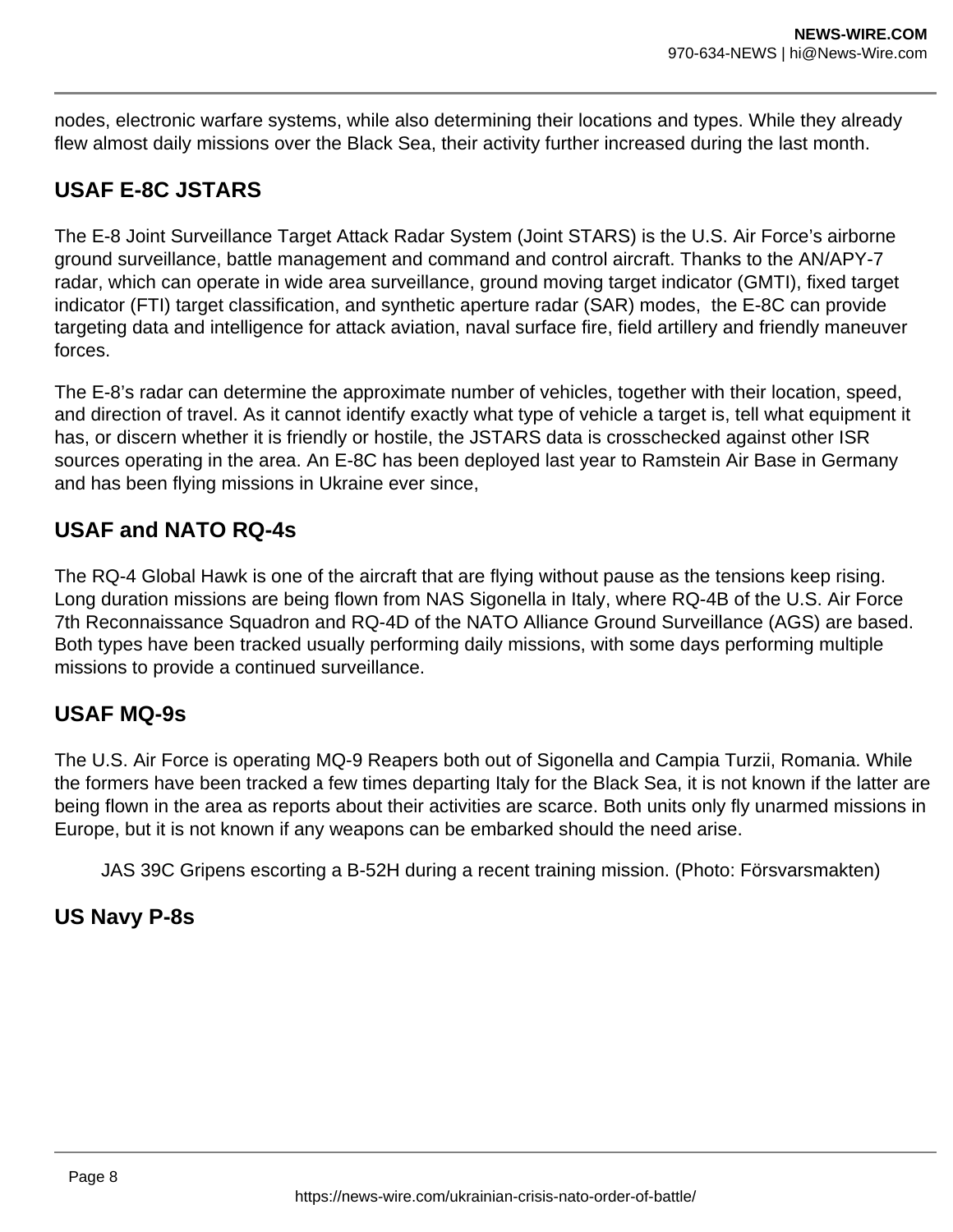nodes, electronic warfare systems, while also determining their locations and types. While they already flew almost daily missions over the Black Sea, their activity further increased during the last month.

## USAF E-8C JSTARS

The E-8 Joint Surveillance Target Attack Radar System (Joint STARS) is the U.S. Air Force's airborne ground surveillance, battle management and command and control aircraft. Thanks to the AN/APY-7 radar, which can operate in wide area surveillance, ground moving target indicator (GMTI), fixed target indicator (FTI) target classification, and synthetic aperture radar (SAR) modes, the E-8C can provide targeting data and intelligence for attack aviation, naval surface fire, field artillery and friendly maneuver forces.

The E-8's radar can determine the approximate number of vehicles, together with their location, speed, and direction of travel. As it cannot identify exactly what type of vehicle a target is, tell what equipment it has, or discern whether it is friendly or hostile, the JSTARS data is crosschecked against other ISR sources operating in the area. An E-8C has been deployed last year to Ramstein Air Base in Germany and has been flying missions in Ukraine ever since,

## USAF and NATO RQ-4s

The RQ-4 Global Hawk is one of the aircraft that are flying without pause as the tensions keep rising. Long duration missions are being flown from NAS Sigonella in Italy, where RQ-4B of the U.S. Air Force 7th Reconnaissance Squadron and RQ-4D of the NATO Alliance Ground Surveillance (AGS) are based. Both types have been tracked usually performing daily missions, with some days performing multiple missions to provide a continued surveillance.

## USAF MQ-9s

The U.S. Air Force is operating MQ-9 Reapers both out of Sigonella and Campia Turzii, Romania. While the formers have been tracked a few times departing Italy for the Black Sea, it is not known if the latter are being flown in the area as reports about their activities are scarce. Both units only fly unarmed missions in Europe, but it is not known if any weapons can be embarked should the need arise.

JAS 39C Gripens escorting a B-52H during a recent training mission. (Photo: Försvarsmakten)

## US Navy P-8s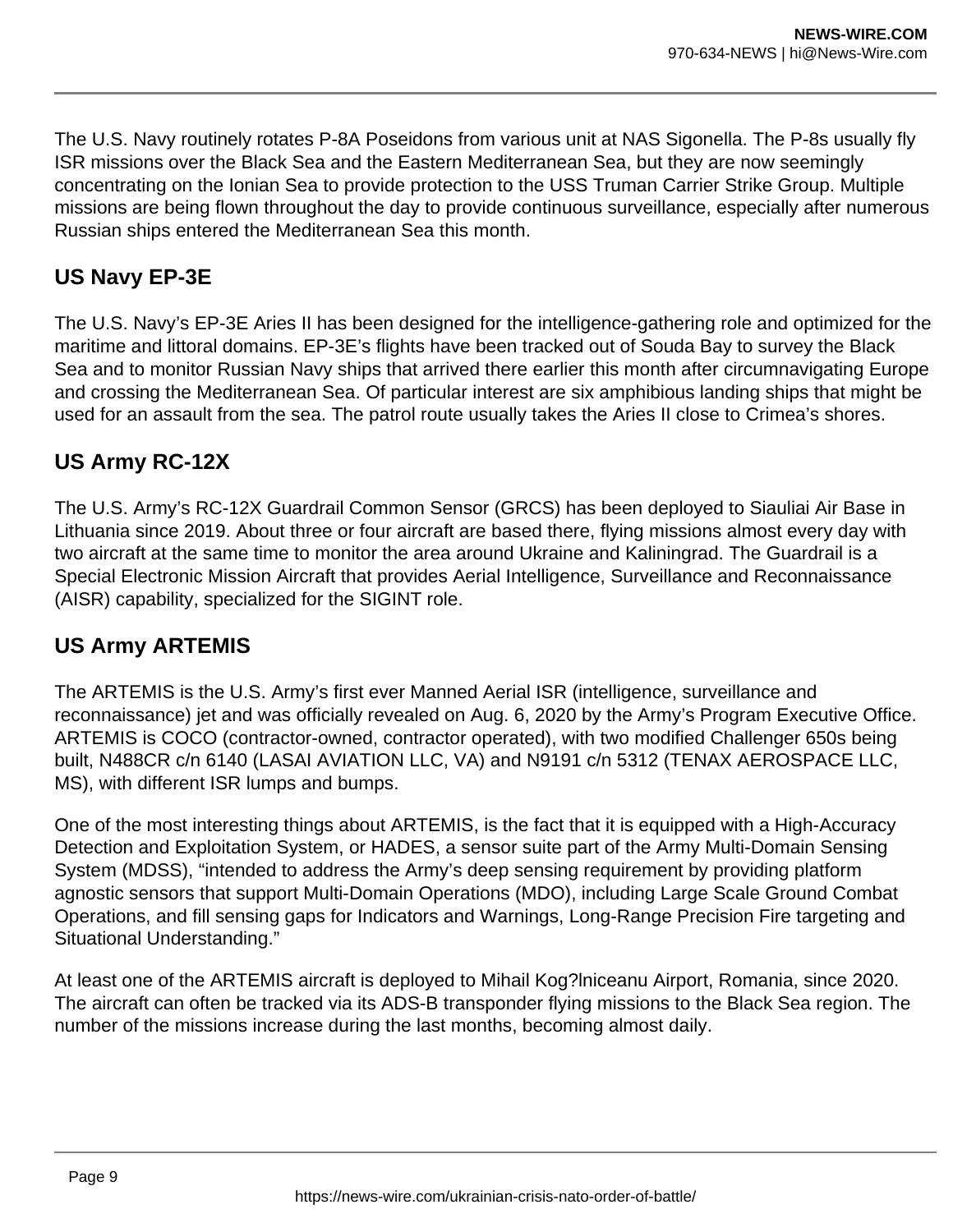The U.S. Navy routinely rotates P-8A Poseidons from various unit at NAS Sigonella. The P-8s usually fly ISR missions over the Black Sea and the Eastern Mediterranean Sea, but they are now seemingly concentrating on the Ionian Sea to provide protection to the USS Truman Carrier Strike Group. Multiple missions are being flown throughout the day to provide continuous surveillance, especially after numerous Russian ships entered the Mediterranean Sea this month.

## US Navy EP-3E

The U.S. Navy's EP-3E Aries II has been designed for the intelligence-gathering role and optimized for the maritime and littoral domains. EP-3E's flights have been tracked out of Souda Bay to survey the Black Sea and to monitor Russian Navy ships that arrived there earlier this month after circumnavigating Europe and crossing the Mediterranean Sea. Of particular interest are six amphibious landing ships that might be used for an assault from the sea. The patrol route usually takes the Aries II close to Crimea's shores.

## US Army RC-12X

The U.S. Army's RC-12X Guardrail Common Sensor (GRCS) has been deployed to Siauliai Air Base in Lithuania since 2019. About three or four aircraft are based there, flying missions almost every day with two aircraft at the same time to monitor the area around Ukraine and Kaliningrad. The Guardrail is a Special Electronic Mission Aircraft that provides Aerial Intelligence, Surveillance and Reconnaissance (AISR) capability, specialized for the SIGINT role.

## US Army ARTEMIS

The ARTEMIS is the U.S. Army's first ever Manned Aerial ISR (intelligence, surveillance and reconnaissance) jet and was officially revealed on Aug. 6, 2020 by the Army's Program Executive Office. ARTEMIS is COCO (contractor-owned, contractor operated), with two modified Challenger 650s being built, N488CR c/n 6140 (LASAI AVIATION LLC, VA) and N9191 c/n 5312 (TENAX AEROSPACE LLC, MS), with different ISR lumps and bumps.

One of the most interesting things about ARTEMIS, is the fact that it is equipped with a High-Accuracy Detection and Exploitation System, or HADES, a sensor suite part of the Army Multi-Domain Sensing System (MDSS), "intended to address the Army's deep sensing requirement by providing platform agnostic sensors that support Multi-Domain Operations (MDO), including Large Scale Ground Combat Operations, and fill sensing gaps for Indicators and Warnings, Long-Range Precision Fire targeting and Situational Understanding."

At least one of the ARTEMIS aircraft is deployed to Mihail Kog?lniceanu Airport, Romania, since 2020. The aircraft can often be tracked via its ADS-B transponder flying missions to the Black Sea region. The number of the missions increase during the last months, becoming almost daily.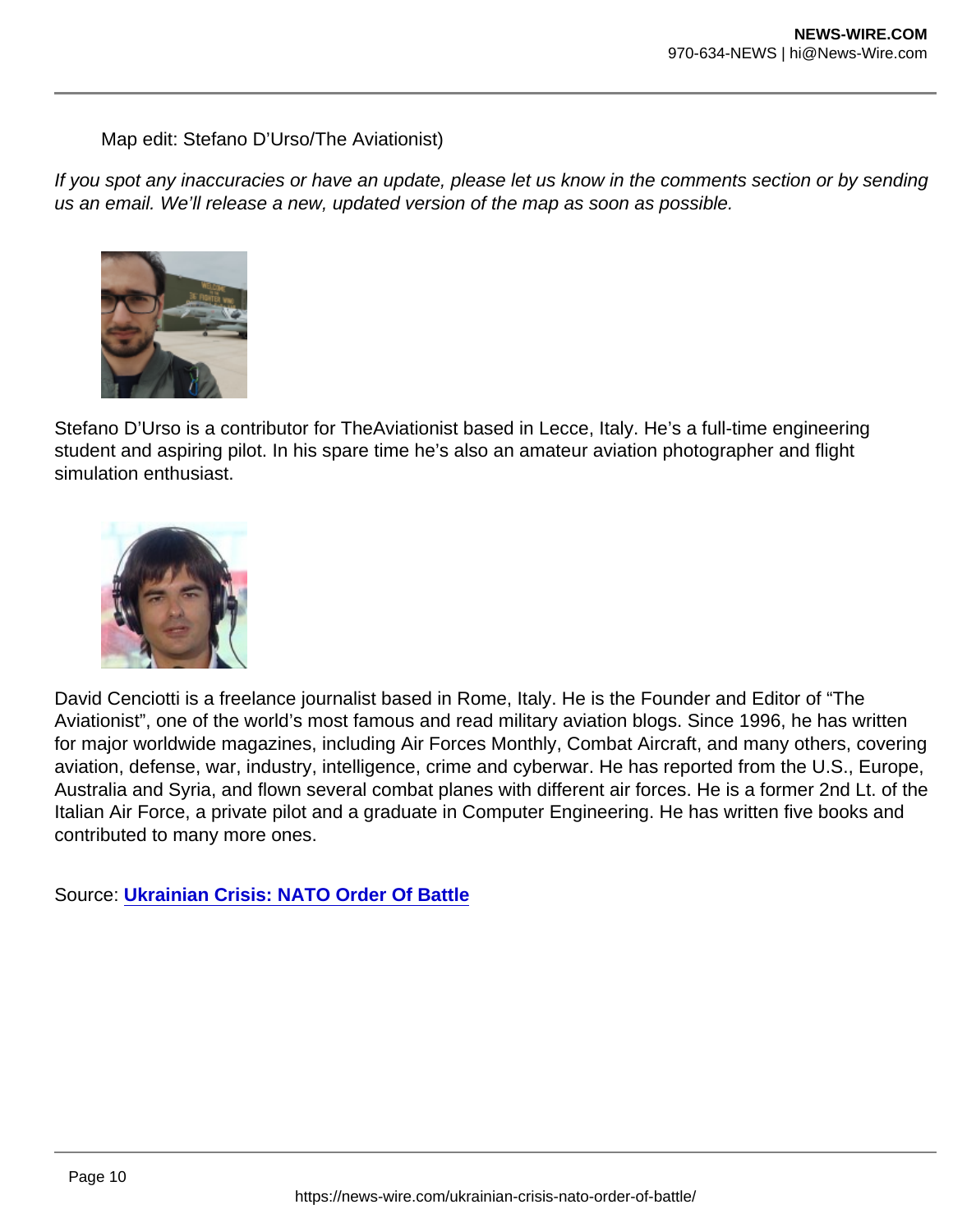Map edit: Stefano D'Urso/The Aviationist)

*If you spot any inaccuracies or have an update, please let us know in the comments section or by sending us an email. We'll release a new, updated version of the map as soon as possible.*

Stefano D'Urso is a contributor for TheAviationist based in Lecce, Italy. He's a full-time engineering student and aspiring pilot. In his spare time he's also an amateur aviation photographer and flight simulation enthusiast.

David Cenciotti is a freelance journalist based in Rome, Italy. He is the Founder and Editor of "The Aviationist", one of the world's most famous and read military aviation blogs. Since 1996, he has written for major worldwide magazines, including Air Forces Monthly, Combat Aircraft, and many others, covering aviation, defense, war, industry, intelligence, crime and cyberwar. He has reported from the U.S., Europe, Australia and Syria, and flown several combat planes with different air forces. He is a former 2nd Lt. of the Italian Air Force, a private pilot and a graduate in Computer Engineering. He has written five books and contributed to many more ones.

Source: **[Ukrainian Crisis: NATO Order Of Battle](https://news-wire.com/ukrainian-crisis-nato-order-of-battle/)**